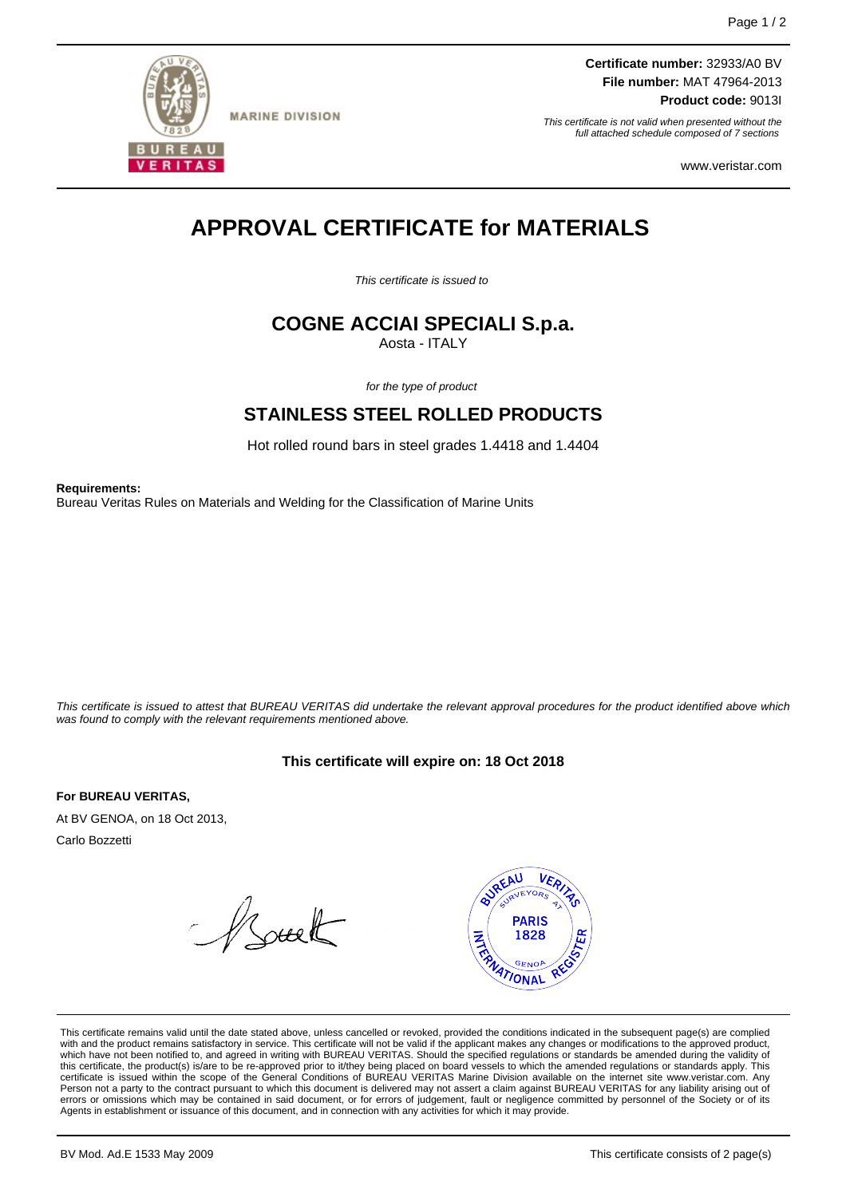**MARINE DIVISION**

**Certificate number:** 32933/A0 BV
**File number:** MAT 47964-2013
**Product code:** 9013I

*This certificate is not valid when presented without the full attached schedule composed of 7 sections*

www.veristar.com

# APPROVAL CERTIFICATE for MATERIALS

*This certificate is issued to*

## COGNE ACCIAI SPECIALI S.p.a.

Aosta - ITALY

*for the type of product*

## STAINLESS STEEL ROLLED PRODUCTS

Hot rolled round bars in steel grades 1.4418 and 1.4404

**Requirements:**
Bureau Veritas Rules on Materials and Welding for the Classification of Marine Units

*This certificate is issued to attest that BUREAU VERITAS did undertake the relevant approval procedures for the product identified above which was found to comply with the relevant requirements mentioned above.*

**This certificate will expire on: 18 Oct 2018**

**For BUREAU VERITAS,**

At BV GENOA, on 18 Oct 2013,

Carlo Bozzetti

This certificate remains valid until the date stated above, unless cancelled or revoked, provided the conditions indicated in the subsequent page(s) are complied with and the product remains satisfactory in service. This certificate will not be valid if the applicant makes any changes or modifications to the approved product, which have not been notified to, and agreed in writing with BUREAU VERITAS. Should the specified regulations or standards be amended during the validity of this certificate, the product(s) is/are to be re-approved prior to it/they being placed on board vessels to which the amended regulations or standards apply. This certificate is issued within the scope of the General Conditions of BUREAU VERITAS Marine Division available on the internet site www.veristar.com. Any Person not a party to the contract pursuant to which this document is delivered may not assert a claim against BUREAU VERITAS for any liability arising out of errors or omissions which may be contained in said document, or for errors of judgement, fault or negligence committed by personnel of the Society or of its Agents in establishment or issuance of this document, and in connection with any activities for which it may provide.

BV Mod. Ad.E 1533 May 2009

This certificate consists of 2 page(s)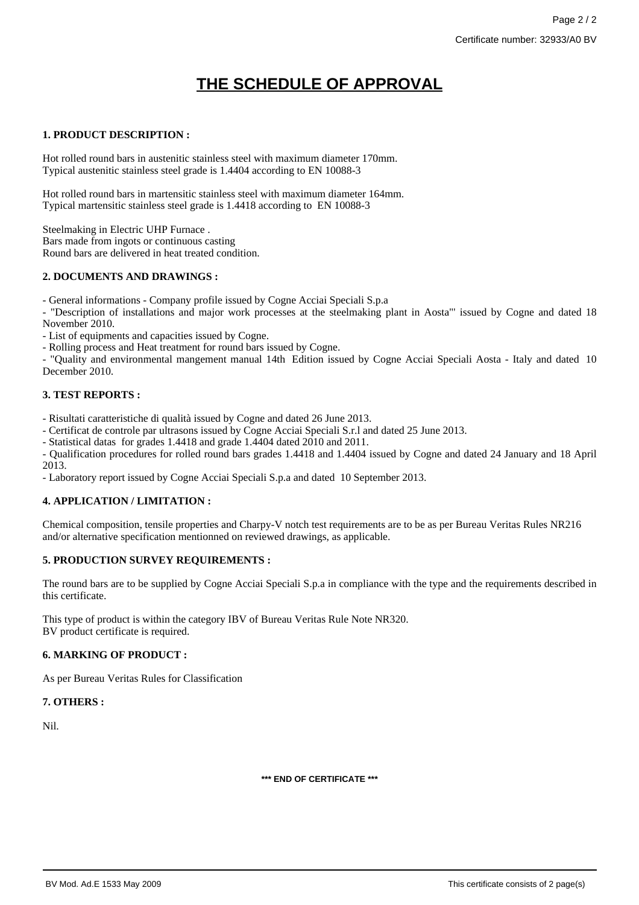Certificate number: 32933/A0 BV

# THE SCHEDULE OF APPROVAL

**1. PRODUCT DESCRIPTION :**

Hot rolled round bars in austenitic stainless steel with maximum diameter 170mm.
Typical austenitic stainless steel grade is 1.4404 according to EN 10088-3

Hot rolled round bars in martensitic stainless steel with maximum diameter 164mm.
Typical martensitic stainless steel grade is 1.4418 according to EN 10088-3

Steelmaking in Electric UHP Furnace .
Bars made from ingots or continuous casting
Round bars are delivered in heat treated condition.

**2. DOCUMENTS AND DRAWINGS :**

- General informations - Company profile issued by Cogne Acciai Speciali S.p.a
- "Description of installations and major work processes at the steelmaking plant in Aosta"' issued by Cogne and dated 18 November 2010.
- List of equipments and capacities issued by Cogne.
- Rolling process and Heat treatment for round bars issued by Cogne.
- "Quality and environmental mangement manual 14th Edition issued by Cogne Acciai Speciali Aosta - Italy and dated 10 December 2010.

**3. TEST REPORTS :**

- Risultati caratteristiche di qualità issued by Cogne and dated 26 June 2013.
- Certificat de controle par ultrasons issued by Cogne Acciai Speciali S.r.l and dated 25 June 2013.
- Statistical datas for grades 1.4418 and grade 1.4404 dated 2010 and 2011.
- Qualification procedures for rolled round bars grades 1.4418 and 1.4404 issued by Cogne and dated 24 January and 18 April 2013.
- Laboratory report issued by Cogne Acciai Speciali S.p.a and dated 10 September 2013.

**4. APPLICATION / LIMITATION :**

Chemical composition, tensile properties and Charpy-V notch test requirements are to be as per Bureau Veritas Rules NR216 and/or alternative specification mentionned on reviewed drawings, as applicable.

**5. PRODUCTION SURVEY REQUIREMENTS :**

The round bars are to be supplied by Cogne Acciai Speciali S.p.a in compliance with the type and the requirements described in this certificate.

This type of product is within the category IBV of Bureau Veritas Rule Note NR320.
BV product certificate is required.

**6. MARKING OF PRODUCT :**

As per Bureau Veritas Rules for Classification

**7. OTHERS :**

Nil.

**\*\*\* END OF CERTIFICATE \*\*\***

BV Mod. Ad.E 1533 May 2009

This certificate consists of 2 page(s)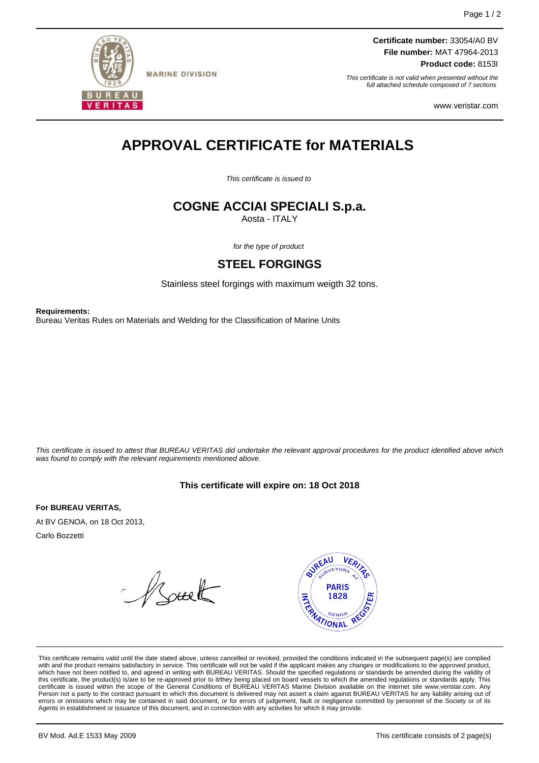**MARINE DIVISION**

**Certificate number:** 33054/A0 BV
**File number:** MAT 47964-2013
**Product code:** 8153I

*This certificate is not valid when presented without the full attached schedule composed of 7 sections*

www.veristar.com

# APPROVAL CERTIFICATE for MATERIALS

*This certificate is issued to*

## COGNE ACCIAI SPECIALI S.p.a.

Aosta - ITALY

*for the type of product*

## STEEL FORGINGS

Stainless steel forgings with maximum weigth 32 tons.

**Requirements:**
Bureau Veritas Rules on Materials and Welding for the Classification of Marine Units

*This certificate is issued to attest that BUREAU VERITAS did undertake the relevant approval procedures for the product identified above which was found to comply with the relevant requirements mentioned above.*

**This certificate will expire on: 18 Oct 2018**

**For BUREAU VERITAS,**

At BV GENOA, on 18 Oct 2013,

Carlo Bozzetti

This certificate remains valid until the date stated above, unless cancelled or revoked, provided the conditions indicated in the subsequent page(s) are complied with and the product remains satisfactory in service. This certificate will not be valid if the applicant makes any changes or modifications to the approved product, which have not been notified to, and agreed in writing with BUREAU VERITAS. Should the specified regulations or standards be amended during the validity of this certificate, the product(s) is/are to be re-approved prior to it/they being placed on board vessels to which the amended regulations or standards apply. This certificate is issued within the scope of the General Conditions of BUREAU VERITAS Marine Division available on the internet site www.veristar.com. Any Person not a party to the contract pursuant to which this document is delivered may not assert a claim against BUREAU VERITAS for any liability arising out of errors or omissions which may be contained in said document, or for errors of judgement, fault or negligence committed by personnel of the Society or of its Agents in establishment or issuance of this document, and in connection with any activities for which it may provide.

BV Mod. Ad.E 1533 May 2009

This certificate consists of 2 page(s)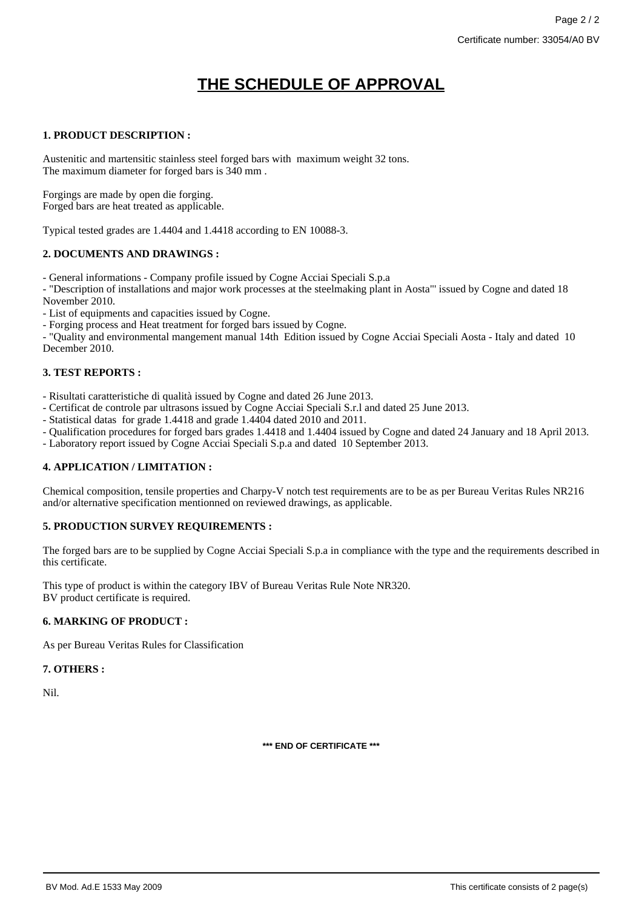Certificate number: 33054/A0 BV

# THE SCHEDULE OF APPROVAL

### 1. PRODUCT DESCRIPTION :

Austenitic and martensitic stainless steel forged bars with maximum weight 32 tons.
The maximum diameter for forged bars is 340 mm .

Forgings are made by open die forging.
Forged bars are heat treated as applicable.

Typical tested grades are 1.4404 and 1.4418 according to EN 10088-3.

### 2. DOCUMENTS AND DRAWINGS :

- General informations - Company profile issued by Cogne Acciai Speciali S.p.a
- "Description of installations and major work processes at the steelmaking plant in Aosta"' issued by Cogne and dated 18 November 2010.
- List of equipments and capacities issued by Cogne.
- Forging process and Heat treatment for forged bars issued by Cogne.
- "Quality and environmental mangement manual 14th Edition issued by Cogne Acciai Speciali Aosta - Italy and dated 10 December 2010.

### 3. TEST REPORTS :

- Risultati caratteristiche di qualità issued by Cogne and dated 26 June 2013.
- Certificat de controle par ultrasons issued by Cogne Acciai Speciali S.r.l and dated 25 June 2013.
- Statistical datas for grade 1.4418 and grade 1.4404 dated 2010 and 2011.
- Qualification procedures for forged bars grades 1.4418 and 1.4404 issued by Cogne and dated 24 January and 18 April 2013.
- Laboratory report issued by Cogne Acciai Speciali S.p.a and dated 10 September 2013.

### 4. APPLICATION / LIMITATION :

Chemical composition, tensile properties and Charpy-V notch test requirements are to be as per Bureau Veritas Rules NR216 and/or alternative specification mentionned on reviewed drawings, as applicable.

### 5. PRODUCTION SURVEY REQUIREMENTS :

The forged bars are to be supplied by Cogne Acciai Speciali S.p.a in compliance with the type and the requirements described in this certificate.

This type of product is within the category IBV of Bureau Veritas Rule Note NR320.
BV product certificate is required.

### 6. MARKING OF PRODUCT :

As per Bureau Veritas Rules for Classification

### 7. OTHERS :

Nil.

**\*\*\* END OF CERTIFICATE \*\*\***

BV Mod. Ad.E 1533 May 2009

This certificate consists of 2 page(s)